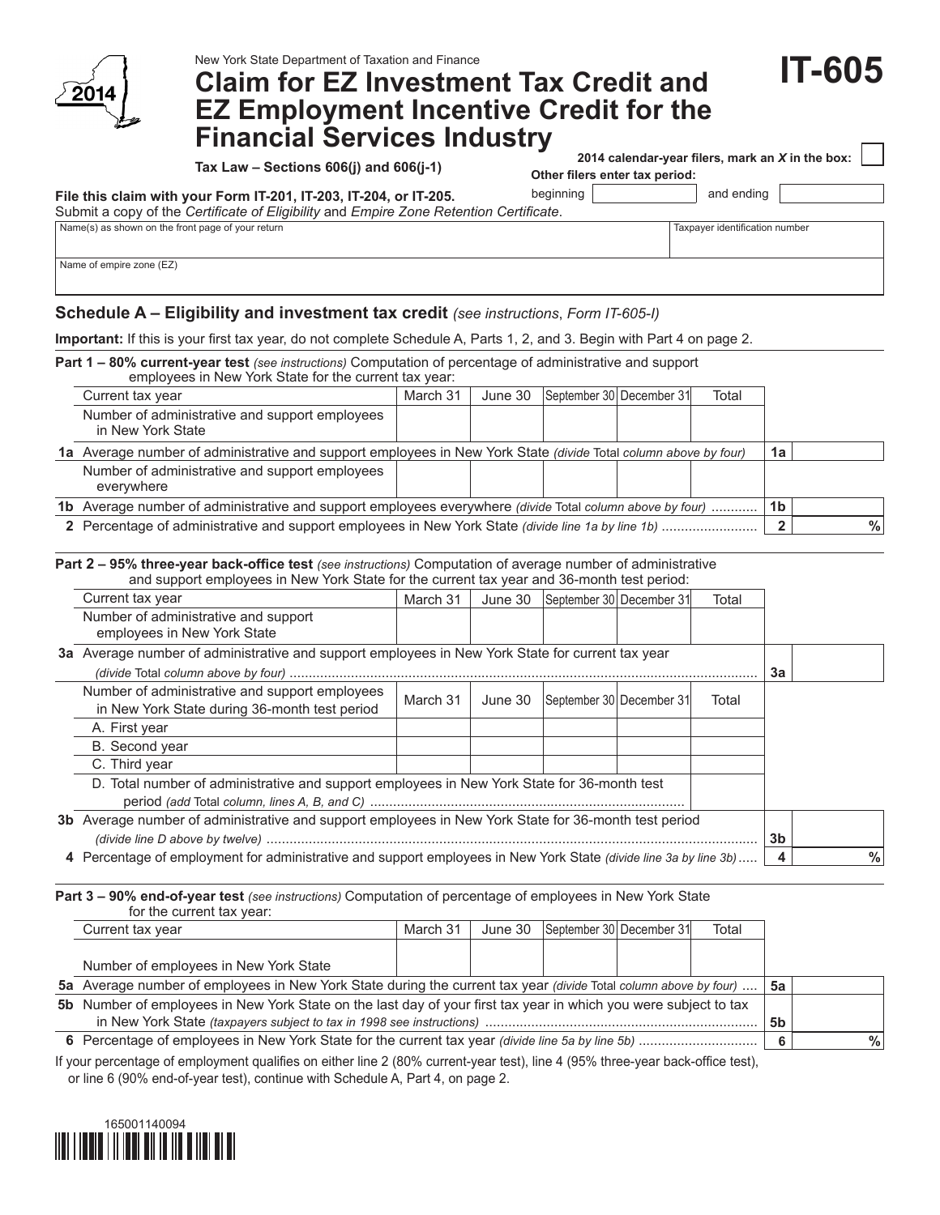New York State Department of Taxation and Finance

# Claim for EZ Investment Tax Credit and EZ Employment Incentive Credit for the Financial Services Industry

**IT-605**

2014

**Tax Law – Sections 606(j) and 606(j-1)**

**2014 calendar-year filers, mark an *X* in the box:** ☐

**Other filers enter tax period:**

beginning ________ and ending ________

**File this claim with your Form IT-201, IT-203, IT-204, or IT-205.**

Submit a copy of the *Certificate of Eligibility* and *Empire Zone Retention Certificate*.

| Name(s) as shown on the front page of your return | Taxpayer identification number |
|---|---|
| | |

| Name of empire zone (EZ) |
|---|
| |

## Schedule A – Eligibility and investment tax credit *(see instructions, Form IT-605-I)*

**Important:** If this is your first tax year, do not complete Schedule A, Parts 1, 2, and 3. Begin with Part 4 on page 2.

**Part 1 – 80% current-year test** *(see instructions)* Computation of percentage of administrative and support employees in New York State for the current tax year:

| Current tax year | March 31 | June 30 | September 30 | December 31 | Total | | |
|---|---|---|---|---|---|---|---|
| Number of administrative and support employees in New York State | | | | | | | |
| **1a** Average number of administrative and support employees in New York State *(divide Total column above by four)* | | | | | | **1a** | |
| Number of administrative and support employees everywhere | | | | | | | |
| **1b** Average number of administrative and support employees everywhere *(divide Total column above by four)* | | | | | | **1b** | |
| **2** Percentage of administrative and support employees in New York State *(divide line 1a by line 1b)* | | | | | | **2** | % |

**Part 2 – 95% three-year back-office test** *(see instructions)* Computation of average number of administrative and support employees in New York State for the current tax year and 36-month test period:

| Current tax year | March 31 | June 30 | September 30 | December 31 | Total | | |
|---|---|---|---|---|---|---|---|
| Number of administrative and support employees in New York State | | | | | | | |
| **3a** Average number of administrative and support employees in New York State for current tax year *(divide Total column above by four)* | | | | | | **3a** | |
| Number of administrative and support employees in New York State during 36-month test period | March 31 | June 30 | September 30 | December 31 | Total | | |
| A. First year | | | | | | | |
| B. Second year | | | | | | | |
| C. Third year | | | | | | | |
| D. Total number of administrative and support employees in New York State for 36-month test period *(add Total column, lines A, B, and C)* | | | | | | | |
| **3b** Average number of administrative and support employees in New York State for 36-month test period *(divide line D above by twelve)* | | | | | | **3b** | |
| **4** Percentage of employment for administrative and support employees in New York State *(divide line 3a by line 3b)* | | | | | | **4** | % |

**Part 3 – 90% end-of-year test** *(see instructions)* Computation of percentage of employees in New York State for the current tax year:

| Current tax year | March 31 | June 30 | September 30 | December 31 | Total | | |
|---|---|---|---|---|---|---|---|
| Number of employees in New York State | | | | | | | |
| **5a** Average number of employees in New York State during the current tax year *(divide Total column above by four)* | | | | | | **5a** | |
| **5b** Number of employees in New York State on the last day of your first tax year in which you were subject to tax in New York State *(taxpayers subject to tax in 1998 see instructions)* | | | | | | **5b** | |
| **6** Percentage of employees in New York State for the current tax year *(divide line 5a by line 5b)* | | | | | | **6** | % |

If your percentage of employment qualifies on either line 2 (80% current-year test), line 4 (95% three-year back-office test), or line 6 (90% end-of-year test), continue with Schedule A, Part 4, on page 2.

165001140094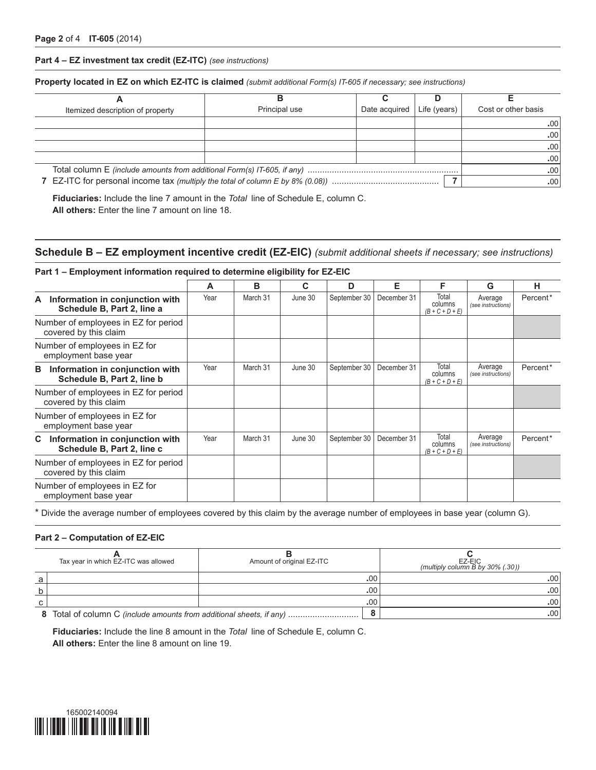**Part 4 – EZ investment tax credit (EZ-ITC)** *(see instructions)*

**Property located in EZ on which EZ-ITC is claimed** *(submit additional Form(s) IT-605 if necessary; see instructions)*

| A<br>Itemized description of property | B<br>Principal use | C<br>Date acquired | D<br>Life (years) | E<br>Cost or other basis |
|---|---|---|---|---|
| | | | | .00 |
| | | | | .00 |
| | | | | .00 |
| | | | | .00 |
| Total column E *(include amounts from additional Form(s) IT-605, if any)* | | | | .00 |
| **7** EZ-ITC for personal income tax *(multiply the total of column E by 8% (0.08))* | | | **7** | .00 |

**Fiduciaries:** Include the line 7 amount in the *Total* line of Schedule E, column C.
**All others:** Enter the line 7 amount on line 18.

## Schedule B – EZ employment incentive credit (EZ-EIC) *(submit additional sheets if necessary; see instructions)*

**Part 1 – Employment information required to determine eligibility for EZ-EIC**

| | A | B | C | D | E | F | G | H |
|---|---|---|---|---|---|---|---|---|
| **A Information in conjunction with Schedule B, Part 2, line a** | Year | March 31 | June 30 | September 30 | December 31 | Total columns *(B + C + D + E)* | Average *(see instructions)* | Percent* |
| Number of employees in EZ for period covered by this claim | | | | | | | | |
| Number of employees in EZ for employment base year | | | | | | | | |
| **B Information in conjunction with Schedule B, Part 2, line b** | Year | March 31 | June 30 | September 30 | December 31 | Total columns *(B + C + D + E)* | Average *(see instructions)* | Percent* |
| Number of employees in EZ for period covered by this claim | | | | | | | | |
| Number of employees in EZ for employment base year | | | | | | | | |
| **C Information in conjunction with Schedule B, Part 2, line c** | Year | March 31 | June 30 | September 30 | December 31 | Total columns *(B + C + D + E)* | Average *(see instructions)* | Percent* |
| Number of employees in EZ for period covered by this claim | | | | | | | | |
| Number of employees in EZ for employment base year | | | | | | | | |

\* Divide the average number of employees covered by this claim by the average number of employees in base year (column G).

**Part 2 – Computation of EZ-EIC**

| | A<br>Tax year in which EZ-ITC was allowed | B<br>Amount of original EZ-ITC | | C<br>EZ-EIC<br>*(multiply column B by 30% (.30))* |
|---|---|---|---|---|
| a | | .00 | | .00 |
| b | | .00 | | .00 |
| c | | .00 | | .00 |
| **8** | Total of column C *(include amounts from additional sheets, if any)* | | **8** | .00 |

**Fiduciaries:** Include the line 8 amount in the *Total* line of Schedule E, column C.
**All others:** Enter the line 8 amount on line 19.

165002140094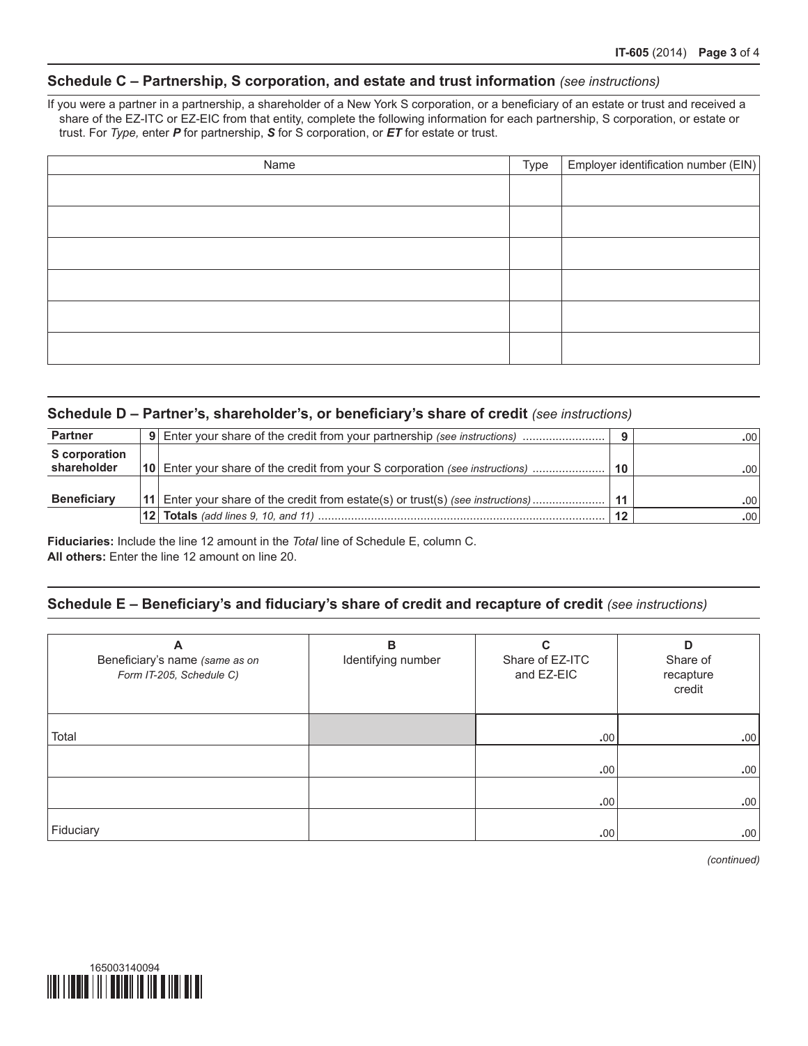## Schedule C – Partnership, S corporation, and estate and trust information *(see instructions)*

If you were a partner in a partnership, a shareholder of a New York S corporation, or a beneficiary of an estate or trust and received a share of the EZ-ITC or EZ-EIC from that entity, complete the following information for each partnership, S corporation, or estate or trust. For *Type,* enter ***P*** for partnership, ***S*** for S corporation, or ***ET*** for estate or trust.

| Name | Type | Employer identification number (EIN) |
|---|---|---|
| | | |
| | | |
| | | |
| | | |
| | | |
| | | |

## Schedule D – Partner's, shareholder's, or beneficiary's share of credit *(see instructions)*

| | | | | |
|---|---|---|---|---|
| **Partner** | **9** | Enter your share of the credit from your partnership *(see instructions)* | **9** | .00 |
| **S corporation shareholder** | **10** | Enter your share of the credit from your S corporation *(see instructions)* | **10** | .00 |
| **Beneficiary** | **11** | Enter your share of the credit from estate(s) or trust(s) *(see instructions)* | **11** | .00 |
| | **12** | **Totals** *(add lines 9, 10, and 11)* | **12** | .00 |

**Fiduciaries:** Include the line 12 amount in the *Total* line of Schedule E, column C.
**All others:** Enter the line 12 amount on line 20.

## Schedule E – Beneficiary's and fiduciary's share of credit and recapture of credit *(see instructions)*

| **A** Beneficiary's name *(same as on Form IT-205, Schedule C)* | **B** Identifying number | **C** Share of EZ-ITC and EZ-EIC | **D** Share of recapture credit |
|---|---|---|---|
| Total | | .00 | .00 |
| | | .00 | .00 |
| | | .00 | .00 |
| Fiduciary | | .00 | .00 |

*(continued)*

165003140094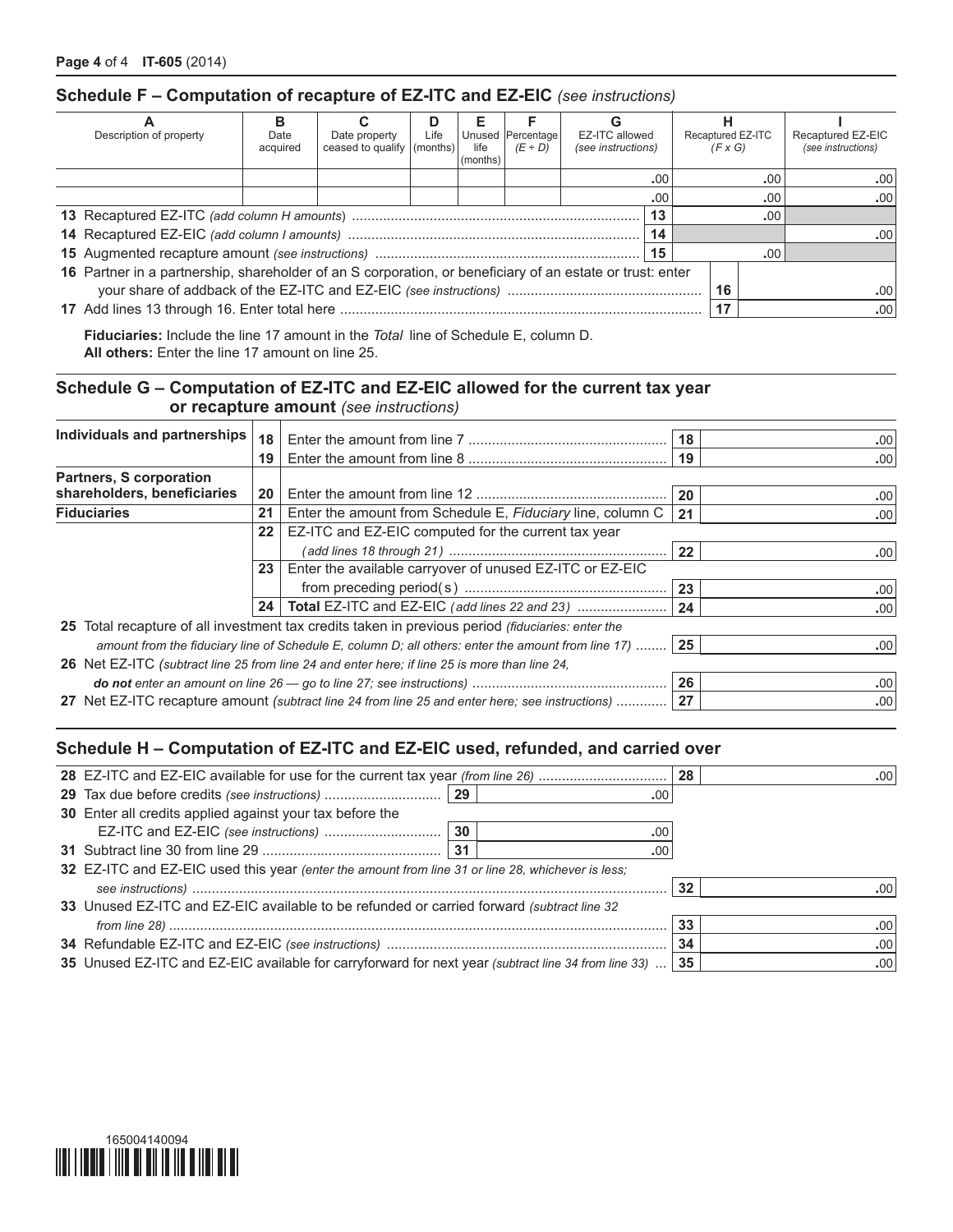## Schedule F – Computation of recapture of EZ-ITC and EZ-EIC *(see instructions)*

| A<br>Description of property | B<br>Date acquired | C<br>Date property ceased to qualify | D<br>Life (months) | E<br>Unused life (months) | F<br>Percentage (E ÷ D) | G<br>EZ-ITC allowed *(see instructions)* | H<br>Recaptured EZ-ITC (F x G) | I<br>Recaptured EZ-EIC *(see instructions)* |
|---|---|---|---|---|---|---|---|---|
| | | | | | | .00 | .00 | .00 |
| | | | | | | .00 | .00 | .00 |

| | | | |
|---|---|---|---|
| **13** Recaptured EZ-ITC *(add column H amounts)* | 13 | .00 | |
| **14** Recaptured EZ-EIC *(add column I amounts)* | 14 | | .00 |
| **15** Augmented recapture amount *(see instructions)* | 15 | .00 | |
| **16** Partner in a partnership, shareholder of an S corporation, or beneficiary of an estate or trust: enter your share of addback of the EZ-ITC and EZ-EIC *(see instructions)* | 16 | | .00 |
| **17** Add lines 13 through 16. Enter total here | 17 | | .00 |

**Fiduciaries:** Include the line 17 amount in the *Total* line of Schedule E, column D.
**All others:** Enter the line 17 amount on line 25.

## Schedule G – Computation of EZ-ITC and EZ-EIC allowed for the current tax year or recapture amount *(see instructions)*

| | | | | |
|---|---|---|---|---|
| **Individuals and partnerships** | 18 | Enter the amount from line 7 | 18 | .00 |
| | 19 | Enter the amount from line 8 | 19 | .00 |
| **Partners, S corporation shareholders, beneficiaries** | 20 | Enter the amount from line 12 | 20 | .00 |
| **Fiduciaries** | 21 | Enter the amount from Schedule E, *Fiduciary* line, column C | 21 | .00 |
| | 22 | EZ-ITC and EZ-EIC computed for the current tax year *(add lines 18 through 21)* | 22 | .00 |
| | 23 | Enter the available carryover of unused EZ-ITC or EZ-EIC from preceding period(s) | 23 | .00 |
| | 24 | **Total** EZ-ITC and EZ-EIC *(add lines 22 and 23)* | 24 | .00 |

| | | |
|---|---|---|
| **25** Total recapture of all investment tax credits taken in previous period *(fiduciaries: enter the amount from the fiduciary line of Schedule E, column D; all others: enter the amount from line 17)* | 25 | .00 |
| **26** Net EZ-ITC *(subtract line 25 from line 24 and enter here; if line 25 is more than line 24, **do not** enter an amount on line 26 — go to line 27; see instructions)* | 26 | .00 |
| **27** Net EZ-ITC recapture amount *(subtract line 24 from line 25 and enter here; see instructions)* | 27 | .00 |

## Schedule H – Computation of EZ-ITC and EZ-EIC used, refunded, and carried over

| | | | | |
|---|---|---|---|---|
| **28** EZ-ITC and EZ-EIC available for use for the current tax year *(from line 26)* | | | 28 | .00 |
| **29** Tax due before credits *(see instructions)* | 29 | .00 | | |
| **30** Enter all credits applied against your tax before the EZ-ITC and EZ-EIC *(see instructions)* | 30 | .00 | | |
| **31** Subtract line 30 from line 29 | 31 | .00 | | |
| **32** EZ-ITC and EZ-EIC used this year *(enter the amount from line 31 or line 28, whichever is less; see instructions)* | | | 32 | .00 |
| **33** Unused EZ-ITC and EZ-EIC available to be refunded or carried forward *(subtract line 32 from line 28)* | | | 33 | .00 |
| **34** Refundable EZ-ITC and EZ-EIC *(see instructions)* | | | 34 | .00 |
| **35** Unused EZ-ITC and EZ-EIC available for carryforward for next year *(subtract line 34 from line 33)* | | | 35 | .00 |

165004140094